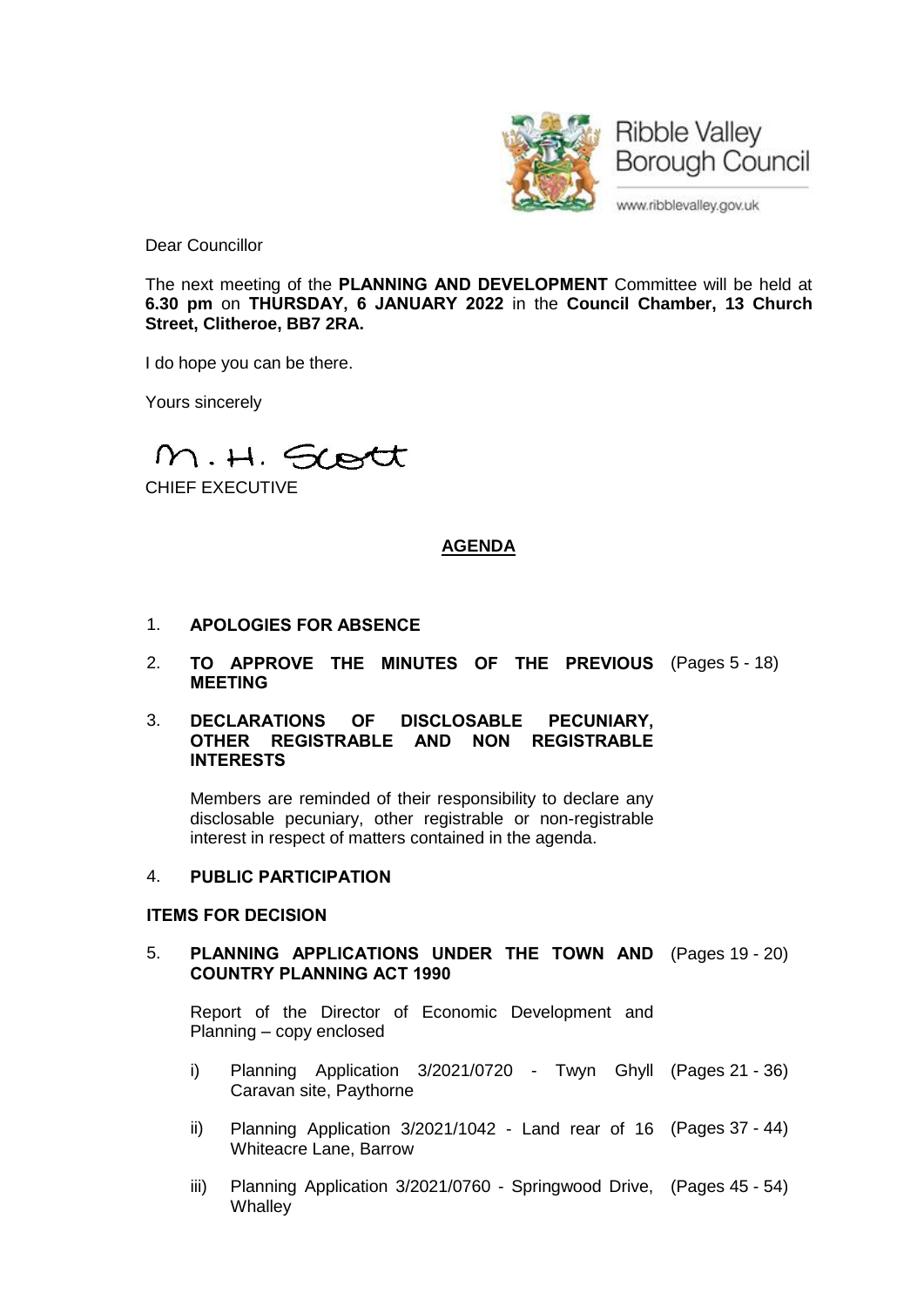Ribble Valley Borough Council

www.ribblevalley.gov.uk

Dear Councillor

The next meeting of the **PLANNING AND DEVELOPMENT** Committee will be held at **6.30 pm** on **THURSDAY, 6 JANUARY 2022** in the **Council Chamber, 13 Church Street, Clitheroe, BB7 2RA.**

I do hope you can be there.

Yours sincerely

M. H. Scott

CHIEF EXECUTIVE

## AGENDA

1. **APOLOGIES FOR ABSENCE**

2. **TO APPROVE THE MINUTES OF THE PREVIOUS MEETING** (Pages 5 - 18)

3. **DECLARATIONS OF DISCLOSABLE PECUNIARY, OTHER REGISTRABLE AND NON REGISTRABLE INTERESTS**

   Members are reminded of their responsibility to declare any disclosable pecuniary, other registrable or non-registrable interest in respect of matters contained in the agenda.

4. **PUBLIC PARTICIPATION**

**ITEMS FOR DECISION**

5. **PLANNING APPLICATIONS UNDER THE TOWN AND COUNTRY PLANNING ACT 1990** (Pages 19 - 20)

   Report of the Director of Economic Development and Planning – copy enclosed

   i) Planning Application 3/2021/0720 - Twyn Ghyll Caravan site, Paythorne (Pages 21 - 36)

   ii) Planning Application 3/2021/1042 - Land rear of 16 Whiteacre Lane, Barrow (Pages 37 - 44)

   iii) Planning Application 3/2021/0760 - Springwood Drive, Whalley (Pages 45 - 54)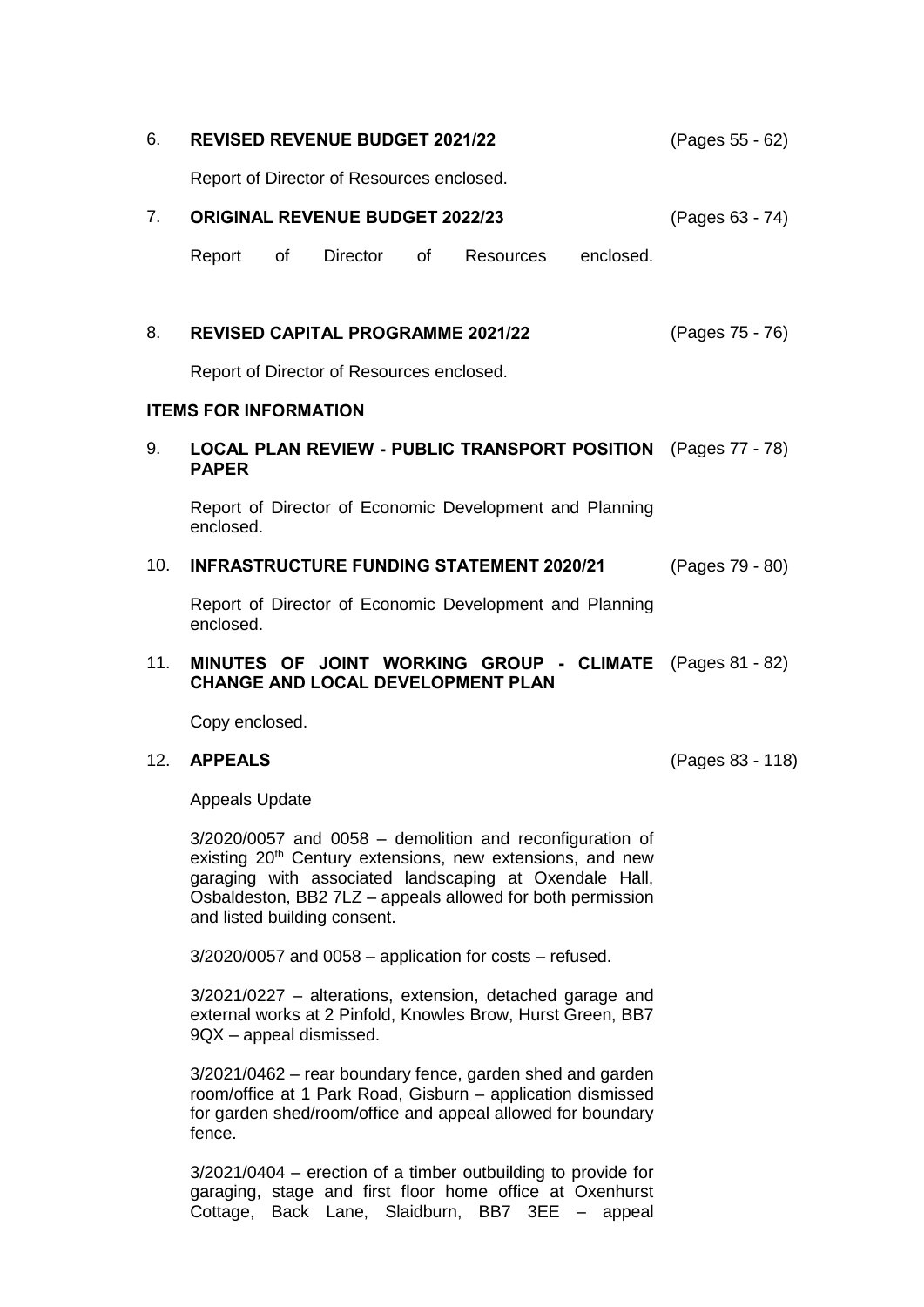6. **REVISED REVENUE BUDGET 2021/22** (Pages 55 - 62)

   Report of Director of Resources enclosed.

7. **ORIGINAL REVENUE BUDGET 2022/23** (Pages 63 - 74)

   Report of Director of Resources enclosed.

8. **REVISED CAPITAL PROGRAMME 2021/22** (Pages 75 - 76)

   Report of Director of Resources enclosed.

**ITEMS FOR INFORMATION**

9. **LOCAL PLAN REVIEW - PUBLIC TRANSPORT POSITION PAPER** (Pages 77 - 78)

   Report of Director of Economic Development and Planning enclosed.

10. **INFRASTRUCTURE FUNDING STATEMENT 2020/21** (Pages 79 - 80)

    Report of Director of Economic Development and Planning enclosed.

11. **MINUTES OF JOINT WORKING GROUP - CLIMATE CHANGE AND LOCAL DEVELOPMENT PLAN** (Pages 81 - 82)

    Copy enclosed.

12. **APPEALS** (Pages 83 - 118)

    Appeals Update

    3/2020/0057 and 0058 – demolition and reconfiguration of existing 20th Century extensions, new extensions, and new garaging with associated landscaping at Oxendale Hall, Osbaldeston, BB2 7LZ – appeals allowed for both permission and listed building consent.

    3/2020/0057 and 0058 – application for costs – refused.

    3/2021/0227 – alterations, extension, detached garage and external works at 2 Pinfold, Knowles Brow, Hurst Green, BB7 9QX – appeal dismissed.

    3/2021/0462 – rear boundary fence, garden shed and garden room/office at 1 Park Road, Gisburn – application dismissed for garden shed/room/office and appeal allowed for boundary fence.

    3/2021/0404 – erection of a timber outbuilding to provide for garaging, stage and first floor home office at Oxenhurst Cottage, Back Lane, Slaidburn, BB7 3EE – appeal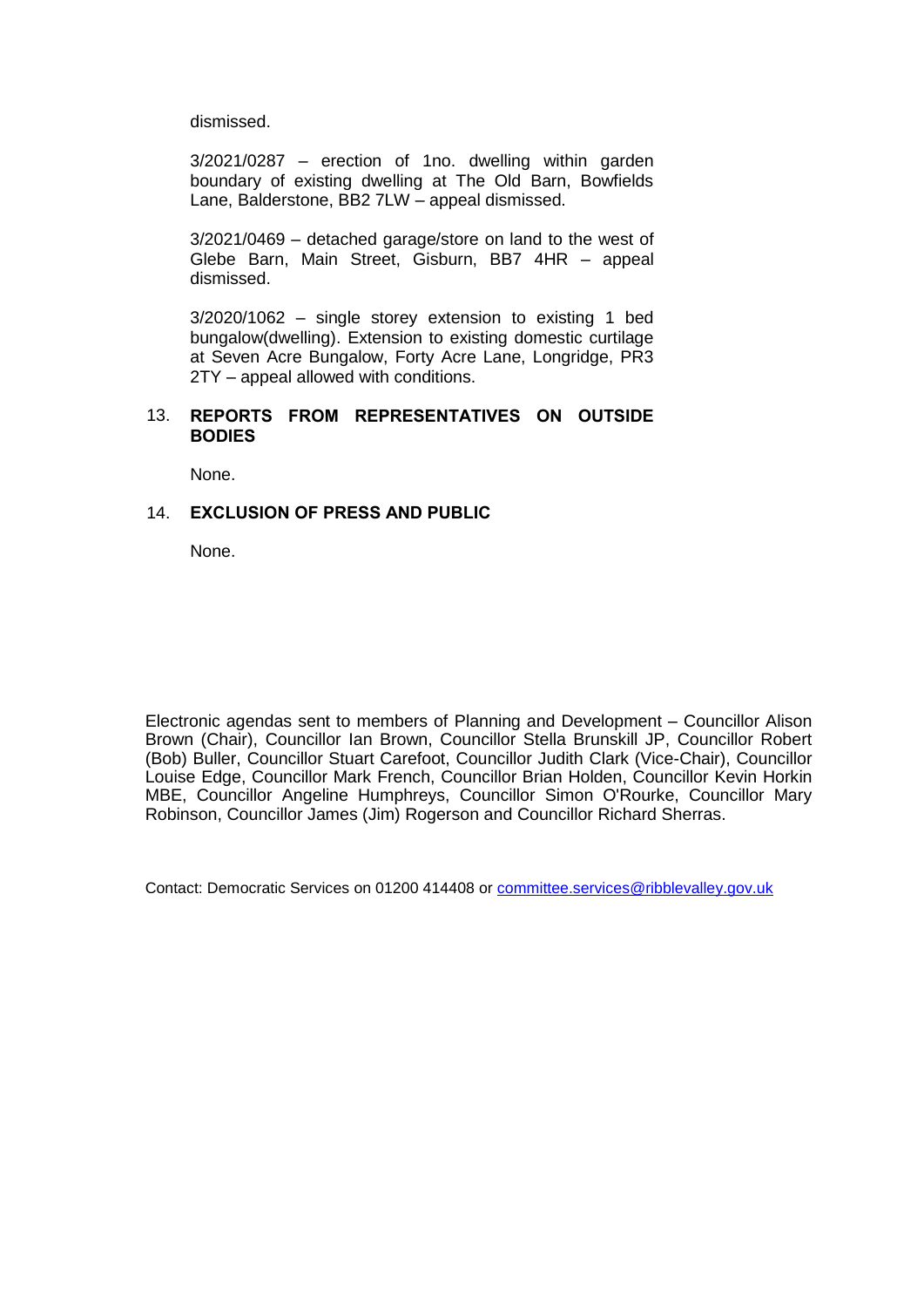dismissed.

3/2021/0287 – erection of 1no. dwelling within garden boundary of existing dwelling at The Old Barn, Bowfields Lane, Balderstone, BB2 7LW – appeal dismissed.

3/2021/0469 – detached garage/store on land to the west of Glebe Barn, Main Street, Gisburn, BB7 4HR – appeal dismissed.

3/2020/1062 – single storey extension to existing 1 bed bungalow(dwelling). Extension to existing domestic curtilage at Seven Acre Bungalow, Forty Acre Lane, Longridge, PR3 2TY – appeal allowed with conditions.

13. **REPORTS FROM REPRESENTATIVES ON OUTSIDE BODIES**

None.

14. **EXCLUSION OF PRESS AND PUBLIC**

None.

Electronic agendas sent to members of Planning and Development – Councillor Alison Brown (Chair), Councillor Ian Brown, Councillor Stella Brunskill JP, Councillor Robert (Bob) Buller, Councillor Stuart Carefoot, Councillor Judith Clark (Vice-Chair), Councillor Louise Edge, Councillor Mark French, Councillor Brian Holden, Councillor Kevin Horkin MBE, Councillor Angeline Humphreys, Councillor Simon O'Rourke, Councillor Mary Robinson, Councillor James (Jim) Rogerson and Councillor Richard Sherras.

Contact: Democratic Services on 01200 414408 or committee.services@ribblevalley.gov.uk